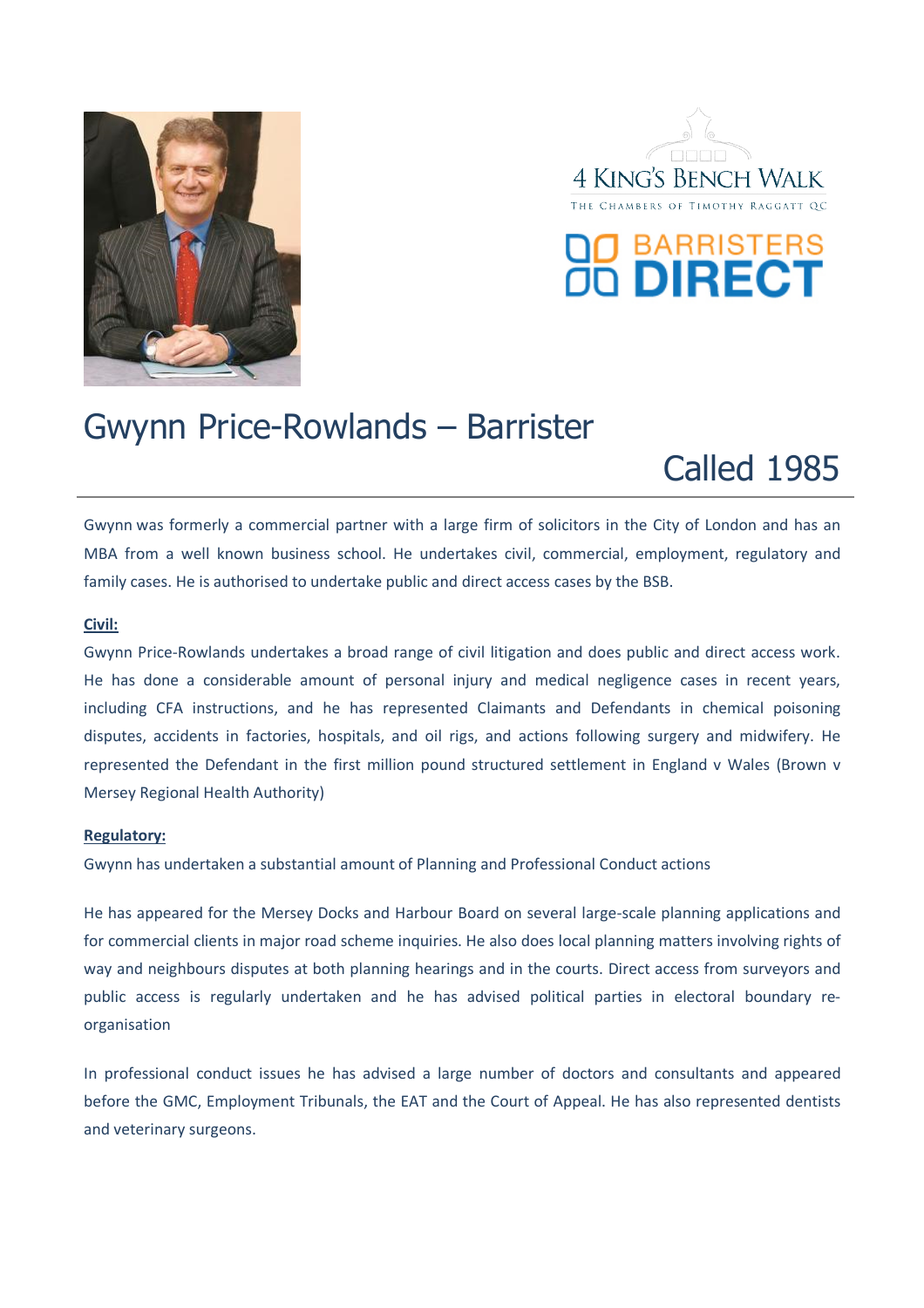4 KING'S BENCH WALK

THE CHAMBERS OF TIMOTHY RAGGATT QC

BARRISTERS DIRECT

# Gwynn Price-Rowlands – Barrister

## Called 1985

Gwynn was formerly a commercial partner with a large firm of solicitors in the City of London and has an MBA from a well known business school. He undertakes civil, commercial, employment, regulatory and family cases. He is authorised to undertake public and direct access cases by the BSB.

**Civil:**

Gwynn Price-Rowlands undertakes a broad range of civil litigation and does public and direct access work. He has done a considerable amount of personal injury and medical negligence cases in recent years, including CFA instructions, and he has represented Claimants and Defendants in chemical poisoning disputes, accidents in factories, hospitals, and oil rigs, and actions following surgery and midwifery. He represented the Defendant in the first million pound structured settlement in England v Wales (Brown v Mersey Regional Health Authority)

**Regulatory:**

Gwynn has undertaken a substantial amount of Planning and Professional Conduct actions

He has appeared for the Mersey Docks and Harbour Board on several large-scale planning applications and for commercial clients in major road scheme inquiries. He also does local planning matters involving rights of way and neighbours disputes at both planning hearings and in the courts. Direct access from surveyors and public access is regularly undertaken and he has advised political parties in electoral boundary re-organisation

In professional conduct issues he has advised a large number of doctors and consultants and appeared before the GMC, Employment Tribunals, the EAT and the Court of Appeal. He has also represented dentists and veterinary surgeons.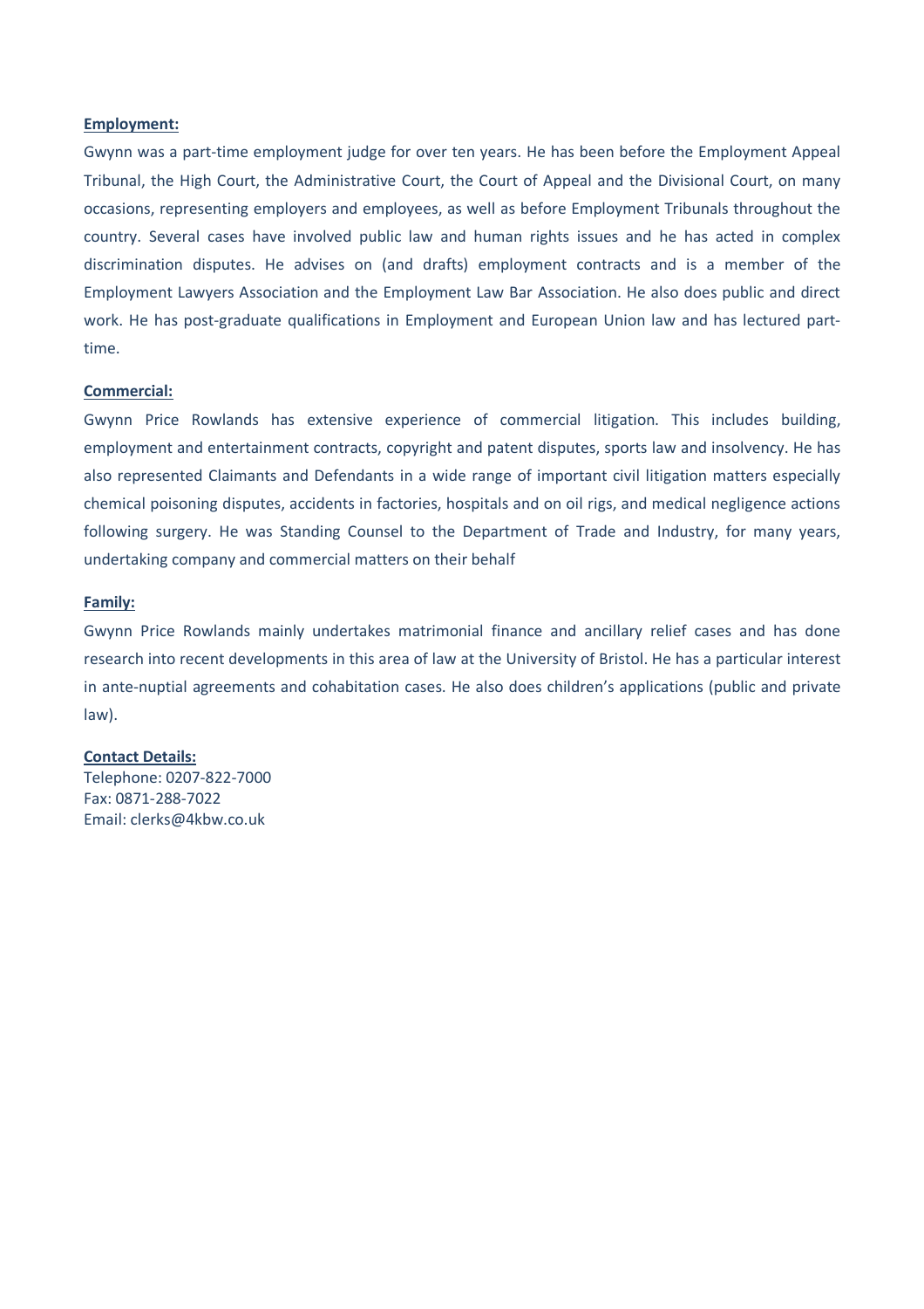**Employment:**

Gwynn was a part-time employment judge for over ten years. He has been before the Employment Appeal Tribunal, the High Court, the Administrative Court, the Court of Appeal and the Divisional Court, on many occasions, representing employers and employees, as well as before Employment Tribunals throughout the country. Several cases have involved public law and human rights issues and he has acted in complex discrimination disputes. He advises on (and drafts) employment contracts and is a member of the Employment Lawyers Association and the Employment Law Bar Association. He also does public and direct work. He has post-graduate qualifications in Employment and European Union law and has lectured part-time.

**Commercial:**

Gwynn Price Rowlands has extensive experience of commercial litigation. This includes building, employment and entertainment contracts, copyright and patent disputes, sports law and insolvency. He has also represented Claimants and Defendants in a wide range of important civil litigation matters especially chemical poisoning disputes, accidents in factories, hospitals and on oil rigs, and medical negligence actions following surgery. He was Standing Counsel to the Department of Trade and Industry, for many years, undertaking company and commercial matters on their behalf

**Family:**

Gwynn Price Rowlands mainly undertakes matrimonial finance and ancillary relief cases and has done research into recent developments in this area of law at the University of Bristol. He has a particular interest in ante-nuptial agreements and cohabitation cases. He also does children's applications (public and private law).

**Contact Details:**

Telephone: 0207-822-7000
Fax: 0871-288-7022
Email: clerks@4kbw.co.uk